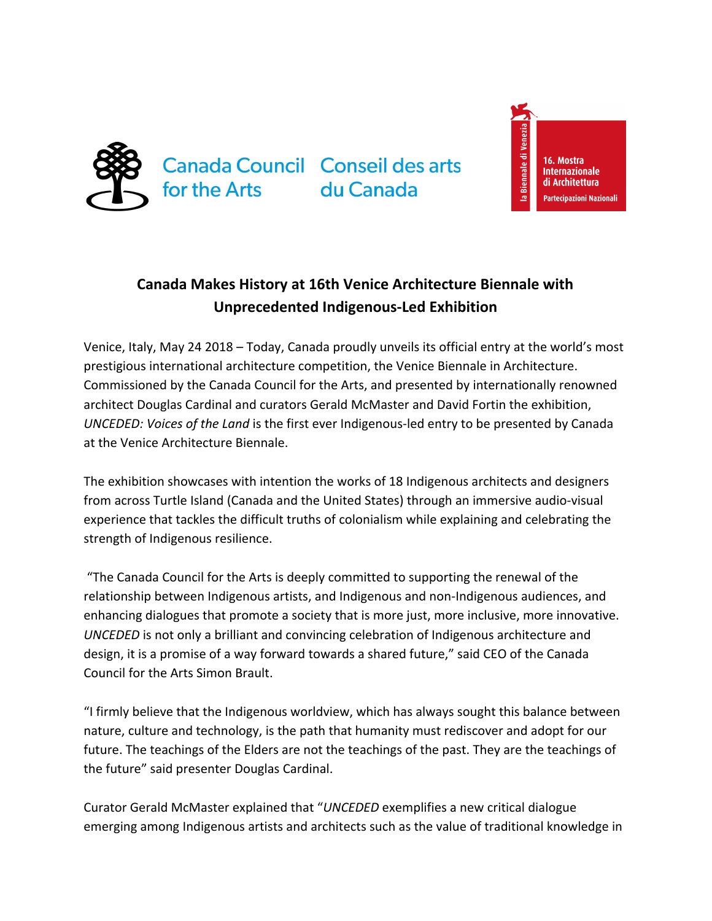Canada Council for the Arts Conseil des arts du Canada

la Biennale di Venezia 16. Mostra Internazionale di Architettura Partecipazioni Nazionali

## Canada Makes History at 16th Venice Architecture Biennale with Unprecedented Indigenous-Led Exhibition

Venice, Italy, May 24 2018 – Today, Canada proudly unveils its official entry at the world's most prestigious international architecture competition, the Venice Biennale in Architecture. Commissioned by the Canada Council for the Arts, and presented by internationally renowned architect Douglas Cardinal and curators Gerald McMaster and David Fortin the exhibition, *UNCEDED: Voices of the Land* is the first ever Indigenous-led entry to be presented by Canada at the Venice Architecture Biennale.

The exhibition showcases with intention the works of 18 Indigenous architects and designers from across Turtle Island (Canada and the United States) through an immersive audio-visual experience that tackles the difficult truths of colonialism while explaining and celebrating the strength of Indigenous resilience.

"The Canada Council for the Arts is deeply committed to supporting the renewal of the relationship between Indigenous artists, and Indigenous and non-Indigenous audiences, and enhancing dialogues that promote a society that is more just, more inclusive, more innovative. *UNCEDED* is not only a brilliant and convincing celebration of Indigenous architecture and design, it is a promise of a way forward towards a shared future," said CEO of the Canada Council for the Arts Simon Brault.

"I firmly believe that the Indigenous worldview, which has always sought this balance between nature, culture and technology, is the path that humanity must rediscover and adopt for our future. The teachings of the Elders are not the teachings of the past. They are the teachings of the future" said presenter Douglas Cardinal.

Curator Gerald McMaster explained that "*UNCEDED* exemplifies a new critical dialogue emerging among Indigenous artists and architects such as the value of traditional knowledge in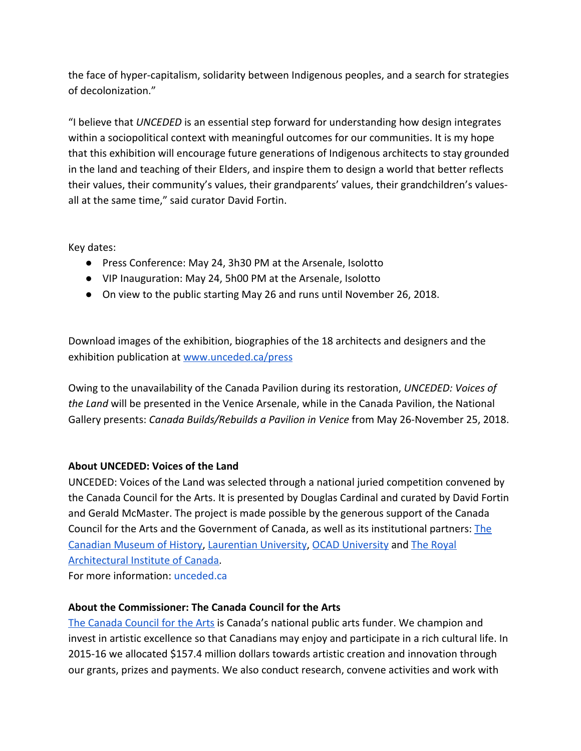the face of hyper-capitalism, solidarity between Indigenous peoples, and a search for strategies of decolonization."

"I believe that *UNCEDED* is an essential step forward for understanding how design integrates within a sociopolitical context with meaningful outcomes for our communities. It is my hope that this exhibition will encourage future generations of Indigenous architects to stay grounded in the land and teaching of their Elders, and inspire them to design a world that better reflects their values, their community's values, their grandparents' values, their grandchildren's values- all at the same time," said curator David Fortin.

Key dates:

- Press Conference: May 24, 3h30 PM at the Arsenale, Isolotto
- VIP Inauguration: May 24, 5h00 PM at the Arsenale, Isolotto
- On view to the public starting May 26 and runs until November 26, 2018.

Download images of the exhibition, biographies of the 18 architects and designers and the exhibition publication at [www.unceded.ca/press](www.unceded.ca/press)

Owing to the unavailability of the Canada Pavilion during its restoration, *UNCEDED: Voices of the Land* will be presented in the Venice Arsenale, while in the Canada Pavilion, the National Gallery presents: *Canada Builds/Rebuilds a Pavilion in Venice* from May 26-November 25, 2018.

**About UNCEDED: Voices of the Land**

UNCEDED: Voices of the Land was selected through a national juried competition convened by the Canada Council for the Arts. It is presented by Douglas Cardinal and curated by David Fortin and Gerald McMaster. The project is made possible by the generous support of the Canada Council for the Arts and the Government of Canada, as well as its institutional partners: The Canadian Museum of History, Laurentian University, OCAD University and The Royal Architectural Institute of Canada.

For more information: unceded.ca

**About the Commissioner: The Canada Council for the Arts**

The Canada Council for the Arts is Canada's national public arts funder. We champion and invest in artistic excellence so that Canadians may enjoy and participate in a rich cultural life. In 2015-16 we allocated $157.4 million dollars towards artistic creation and innovation through our grants, prizes and payments. We also conduct research, convene activities and work with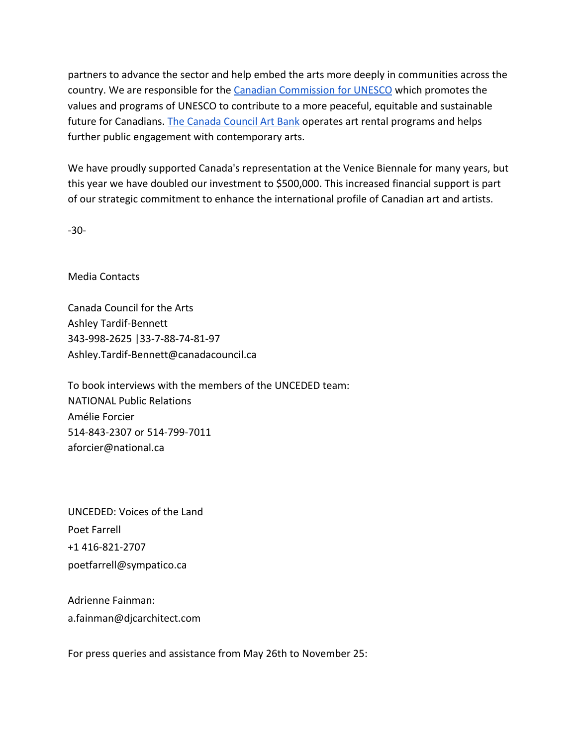partners to advance the sector and help embed the arts more deeply in communities across the country. We are responsible for the [Canadian Commission for UNESCO] which promotes the values and programs of UNESCO to contribute to a more peaceful, equitable and sustainable future for Canadians. [The Canada Council Art Bank] operates art rental programs and helps further public engagement with contemporary arts.

We have proudly supported Canada's representation at the Venice Biennale for many years, but this year we have doubled our investment to $500,000. This increased financial support is part of our strategic commitment to enhance the international profile of Canadian art and artists.

-30-

Media Contacts

Canada Council for the Arts
Ashley Tardif-Bennett
343-998-2625 |33-7-88-74-81-97
Ashley.Tardif-Bennett@canadacouncil.ca

To book interviews with the members of the UNCEDED team:
NATIONAL Public Relations
Amélie Forcier
514-843-2307 or 514-799-7011
aforcier@national.ca

UNCEDED: Voices of the Land
Poet Farrell
+1 416-821-2707
poetfarrell@sympatico.ca

Adrienne Fainman:
a.fainman@djcarchitect.com

For press queries and assistance from May 26th to November 25: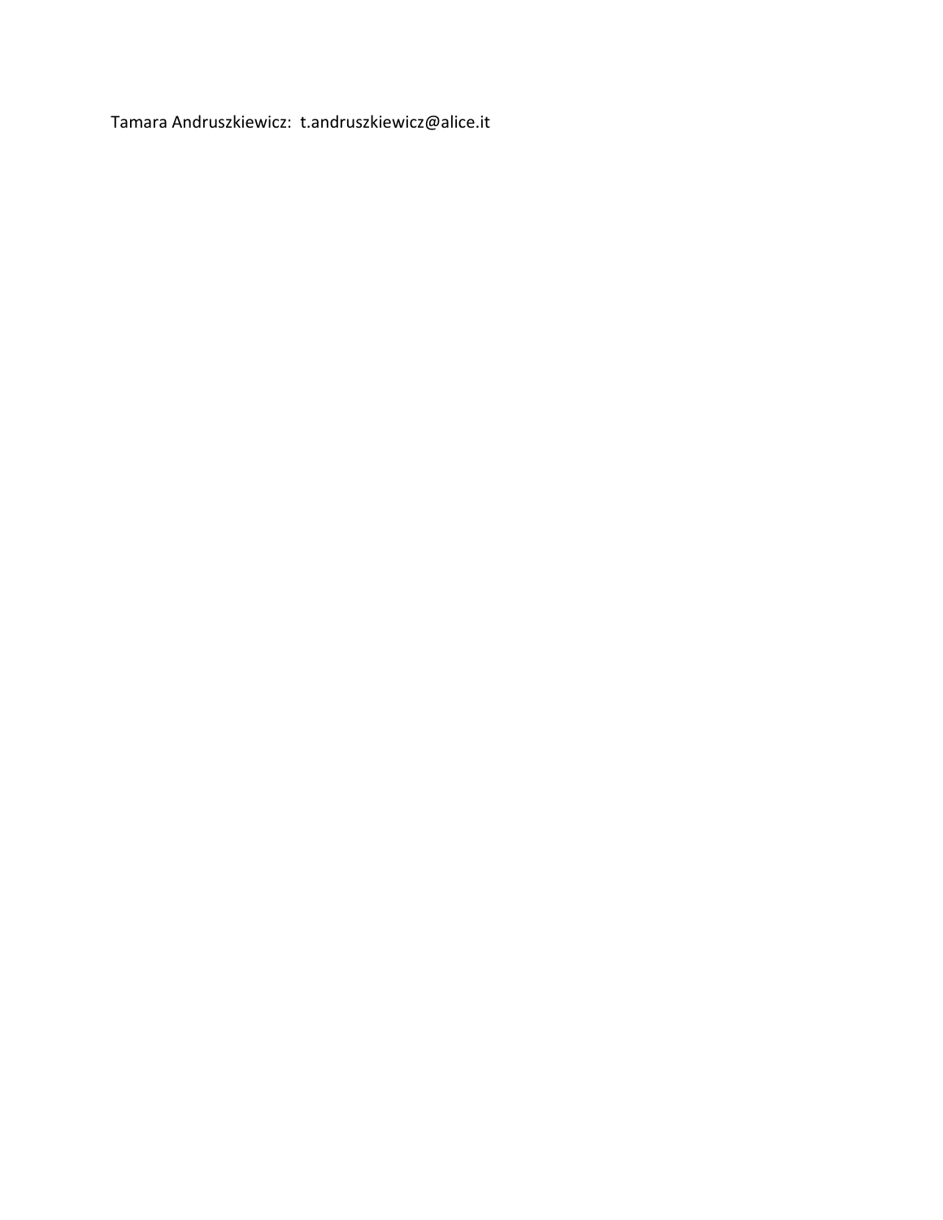Tamara Andruszkiewicz: t.andruszkiewicz@alice.it